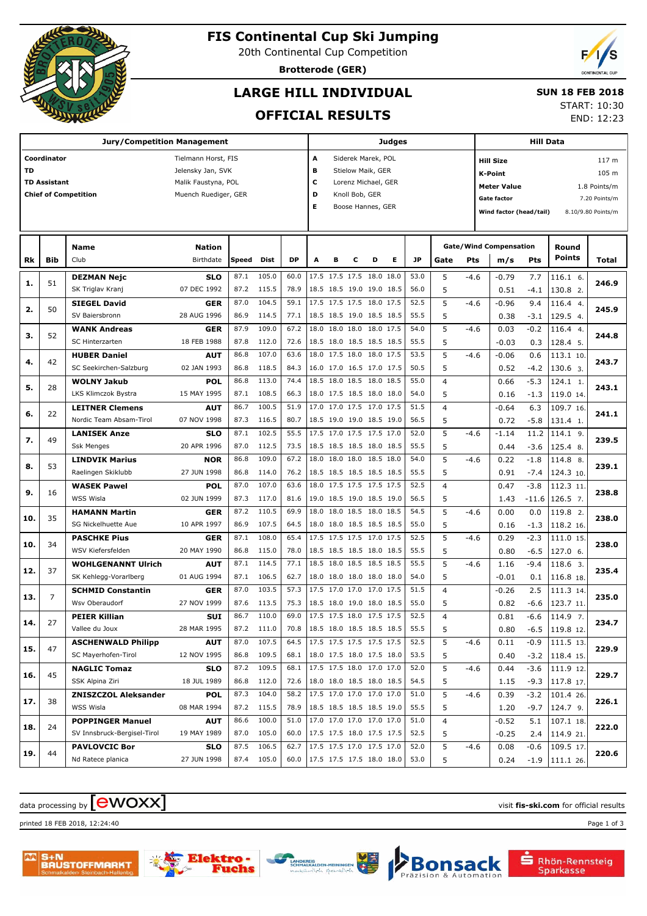# FIS Continental Cup Ski Jumping

20th Continental Cup Competition

**Brotterode (GER)**

## LARGE HILL INDIVIDUAL

## OFFICIAL RESULTS

**SUN 18 FEB 2018**

START: 10:30

END: 12:23

| Jury/Competition Management | | Judges | | Hill Data | |
|---|---|---|---|---|---|
| **Coordinator** | Tielmann Horst, FIS | A | Siderek Marek, POL | **Hill Size** | 117 m |
| **TD** | Jelensky Jan, SVK | B | Stielow Maik, GER | **K-Point** | 105 m |
| **TD Assistant** | Malik Faustyna, POL | C | Lorenz Michael, GER | **Meter Value** | 1.8 Points/m |
| **Chief of Competition** | Muench Ruediger, GER | D | Knoll Bob, GER | **Gate factor** | 7.20 Points/m |
| | | E | Boose Hannes, GER | **Wind factor (head/tail)** | 8.10/9.80 Points/m |

| Rk | Bib | Name / Club | Nation / Birthdate | Speed | Dist | DP | A | B | C | D | E | JP | Gate | Pts | m/s | Pts | Round Points | Total |
|---|---|---|---|---|---|---|---|---|---|---|---|---|---|---|---|---|---|---|
| 1. | 51 | **DEZMAN Nejc** | **SLO** | 87.1 | 105.0 | 60.0 | 17.5 | 17.5 | 17.5 | 18.0 | 18.0 | 53.0 | 5 | -4.6 | -0.79 | 7.7 | 116.1 6. | 246.9 |
| | | SK Triglav Kranj | 07 DEC 1992 | 87.2 | 115.5 | 78.9 | 18.5 | 18.5 | 19.0 | 19.0 | 18.5 | 56.0 | 5 | | 0.51 | -4.1 | 130.8 2. | |
| 2. | 50 | **SIEGEL David** | **GER** | 87.0 | 104.5 | 59.1 | 17.5 | 17.5 | 17.5 | 18.0 | 17.5 | 52.5 | 5 | -4.6 | -0.96 | 9.4 | 116.4 4. | 245.9 |
| | | SV Baiersbronn | 28 AUG 1996 | 86.9 | 114.5 | 77.1 | 18.5 | 18.5 | 19.0 | 18.5 | 18.5 | 55.5 | 5 | | 0.38 | -3.1 | 129.5 4. | |
| 3. | 52 | **WANK Andreas** | **GER** | 87.9 | 109.0 | 67.2 | 18.0 | 18.0 | 18.0 | 18.0 | 17.5 | 54.0 | 5 | -4.6 | 0.03 | -0.2 | 116.4 4. | 244.8 |
| | | SC Hinterzarten | 18 FEB 1988 | 87.8 | 112.0 | 72.6 | 18.5 | 18.0 | 18.5 | 18.5 | 18.5 | 55.5 | 5 | | -0.03 | 0.3 | 128.4 5. | |
| 4. | 42 | **HUBER Daniel** | **AUT** | 86.8 | 107.0 | 63.6 | 18.0 | 17.5 | 18.0 | 18.0 | 17.5 | 53.5 | 5 | -4.6 | -0.06 | 0.6 | 113.1 10. | 243.7 |
| | | SC Seekirchen-Salzburg | 02 JAN 1993 | 86.8 | 118.5 | 84.3 | 16.0 | 17.0 | 16.5 | 17.0 | 17.5 | 50.5 | 5 | | 0.52 | -4.2 | 130.6 3. | |
| 5. | 28 | **WOLNY Jakub** | **POL** | 86.8 | 113.0 | 74.4 | 18.5 | 18.0 | 18.5 | 18.0 | 18.5 | 55.0 | 4 | | 0.66 | -5.3 | 124.1 1. | 243.1 |
| | | LKS Klimczok Bystra | 15 MAY 1995 | 87.1 | 108.5 | 66.3 | 18.0 | 17.5 | 18.5 | 18.0 | 18.0 | 54.0 | 5 | | 0.16 | -1.3 | 119.0 14. | |
| 6. | 22 | **LEITNER Clemens** | **AUT** | 86.7 | 100.5 | 51.9 | 17.0 | 17.0 | 17.5 | 17.0 | 17.5 | 51.5 | 4 | | -0.64 | 6.3 | 109.7 16. | 241.1 |
| | | Nordic Team Absam-Tirol | 07 NOV 1998 | 87.3 | 116.5 | 80.7 | 18.5 | 19.0 | 19.0 | 18.5 | 19.0 | 56.5 | 5 | | 0.72 | -5.8 | 131.4 1. | |
| 7. | 49 | **LANISEK Anze** | **SLO** | 87.1 | 102.5 | 55.5 | 17.5 | 17.0 | 17.5 | 17.5 | 17.0 | 52.0 | 5 | -4.6 | -1.14 | 11.2 | 114.1 9. | 239.5 |
| | | Ssk Menges | 20 APR 1996 | 87.0 | 112.5 | 73.5 | 18.5 | 18.5 | 18.5 | 18.0 | 18.5 | 55.5 | 5 | | 0.44 | -3.6 | 125.4 8. | |
| 8. | 53 | **LINDVIK Marius** | **NOR** | 86.8 | 109.0 | 67.2 | 18.0 | 18.0 | 18.0 | 18.5 | 18.0 | 54.0 | 5 | -4.6 | 0.22 | -1.8 | 114.8 8. | 239.1 |
| | | Raelingen Skiklubb | 27 JUN 1998 | 86.8 | 114.0 | 76.2 | 18.5 | 18.5 | 18.5 | 18.5 | 18.5 | 55.5 | 5 | | 0.91 | -7.4 | 124.3 10. | |
| 9. | 16 | **WASEK Pawel** | **POL** | 87.0 | 107.0 | 63.6 | 18.0 | 17.5 | 17.5 | 17.5 | 17.5 | 52.5 | 4 | | 0.47 | -3.8 | 112.3 11. | 238.8 |
| | | WSS Wisla | 02 JUN 1999 | 87.3 | 117.0 | 81.6 | 19.0 | 18.5 | 19.0 | 18.5 | 19.0 | 56.5 | 5 | | 1.43 | -11.6 | 126.5 7. | |
| 10. | 35 | **HAMANN Martin** | **GER** | 87.2 | 110.5 | 69.9 | 18.0 | 18.0 | 18.5 | 18.0 | 18.5 | 54.5 | 5 | -4.6 | 0.00 | 0.0 | 119.8 2. | 238.0 |
| | | SG Nickelhuette Aue | 10 APR 1997 | 86.9 | 107.5 | 64.5 | 18.0 | 18.0 | 18.5 | 18.5 | 18.5 | 55.0 | 5 | | 0.16 | -1.3 | 118.2 16. | |
| 10. | 34 | **PASCHKE Pius** | **GER** | 87.1 | 108.0 | 65.4 | 17.5 | 17.5 | 17.5 | 17.0 | 17.5 | 52.5 | 5 | -4.6 | 0.29 | -2.3 | 111.0 15. | 238.0 |
| | | WSV Kiefersfelden | 20 MAY 1990 | 86.8 | 115.0 | 78.0 | 18.5 | 18.5 | 18.5 | 18.0 | 18.5 | 55.5 | 5 | | 0.80 | -6.5 | 127.0 6. | |
| 12. | 37 | **WOHLGENANNT Ulrich** | **AUT** | 87.1 | 114.5 | 77.1 | 18.5 | 18.0 | 18.5 | 18.5 | 18.5 | 55.5 | 5 | -4.6 | 1.16 | -9.4 | 118.6 3. | 235.4 |
| | | SK Kehlegg-Vorarlberg | 01 AUG 1994 | 87.1 | 106.5 | 62.7 | 18.0 | 18.0 | 18.0 | 18.0 | 18.0 | 54.0 | 5 | | -0.01 | 0.1 | 116.8 18. | |
| 13. | 7 | **SCHMID Constantin** | **GER** | 87.0 | 103.5 | 57.3 | 17.5 | 17.0 | 17.0 | 17.0 | 17.5 | 51.5 | 4 | | -0.26 | 2.5 | 111.3 14. | 235.0 |
| | | Wsv Oberaudorf | 27 NOV 1999 | 87.6 | 113.5 | 75.3 | 18.5 | 18.0 | 19.0 | 18.0 | 18.5 | 55.0 | 5 | | 0.82 | -6.6 | 123.7 11. | |
| 14. | 27 | **PEIER Killian** | **SUI** | 86.7 | 110.0 | 69.0 | 17.5 | 17.5 | 18.0 | 17.5 | 17.5 | 52.5 | 4 | | 0.81 | -6.6 | 114.9 7. | 234.7 |
| | | Vallee du Joux | 28 MAR 1995 | 87.2 | 111.0 | 70.8 | 18.5 | 18.0 | 18.5 | 18.5 | 18.5 | 55.5 | 5 | | 0.80 | -6.5 | 119.8 12. | |
| 15. | 47 | **ASCHENWALD Philipp** | **AUT** | 87.0 | 107.5 | 64.5 | 17.5 | 17.5 | 17.5 | 17.5 | 17.5 | 52.5 | 5 | -4.6 | 0.11 | -0.9 | 111.5 13. | 229.9 |
| | | SC Mayerhofen-Tirol | 12 NOV 1995 | 86.8 | 109.5 | 68.1 | 18.0 | 17.5 | 18.0 | 17.5 | 18.0 | 53.5 | 5 | | 0.40 | -3.2 | 118.4 15. | |
| 16. | 45 | **NAGLIC Tomaz** | **SLO** | 87.2 | 109.5 | 68.1 | 17.5 | 17.5 | 18.0 | 17.0 | 17.0 | 52.0 | 5 | -4.6 | 0.44 | -3.6 | 111.9 12. | 229.7 |
| | | SSK Alpina Ziri | 18 JUL 1989 | 86.8 | 112.0 | 72.6 | 18.0 | 18.0 | 18.5 | 18.0 | 18.5 | 54.5 | 5 | | 1.15 | -9.3 | 117.8 17. | |
| 17. | 38 | **ZNISZCZOL Aleksander** | **POL** | 87.3 | 104.0 | 58.2 | 17.5 | 17.0 | 17.0 | 17.0 | 17.0 | 51.0 | 5 | -4.6 | 0.39 | -3.2 | 101.4 26. | 226.1 |
| | | WSS Wisla | 08 MAR 1994 | 87.2 | 115.5 | 78.9 | 18.5 | 18.5 | 18.5 | 18.5 | 19.0 | 55.5 | 5 | | 1.20 | -9.7 | 124.7 9. | |
| 18. | 24 | **POPPINGER Manuel** | **AUT** | 86.6 | 100.0 | 51.0 | 17.0 | 17.0 | 17.0 | 17.0 | 17.0 | 51.0 | 4 | | -0.52 | 5.1 | 107.1 18. | 222.0 |
| | | SV Innsbruck-Bergisel-Tirol | 19 MAY 1989 | 87.0 | 105.0 | 60.0 | 17.5 | 18.0 | 17.5 | 17.5 | 17.5 | 52.5 | 5 | | -0.25 | 2.4 | 114.9 21. | |
| 19. | 44 | **PAVLOVCIC Bor** | **SLO** | 87.5 | 106.5 | 62.7 | 17.5 | 17.5 | 17.0 | 17.5 | 17.0 | 52.0 | 5 | -4.6 | 0.08 | -0.6 | 109.5 17. | 220.6 |
| | | Nd Ratece planica | 27 JUN 1998 | 87.4 | 105.0 | 60.0 | 17.5 | 17.5 | 17.5 | 18.0 | 18.0 | 53.0 | 5 | | 0.24 | -1.9 | 111.1 26. | |

data processing by ewoxx — visit **fis-ski.com** for official results

printed 18 FEB 2018, 12:24:40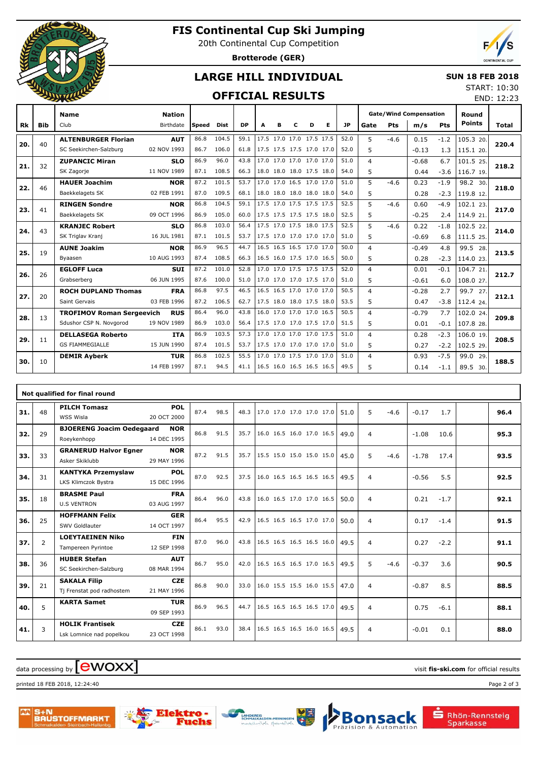# FIS Continental Cup Ski Jumping

20th Continental Cup Competition

**Brotterode (GER)**

## LARGE HILL INDIVIDUAL

## OFFICIAL RESULTS

**SUN 18 FEB 2018**

START: 10:30

END: 12:23

| Rk | Bib | Name / Club | Nation / Birthdate | Speed | Dist | DP | A | B | C | D | E | JP | Gate | Pts | m/s | Pts | Round Points | Total |
|---|---|---|---|---|---|---|---|---|---|---|---|---|---|---|---|---|---|---|
| 20. | 40 | ALTENBURGER Florian | AUT | 86.8 | 104.5 | 59.1 | 17.5 | 17.0 | 17.0 | 17.5 | 17.5 | 52.0 | 5 | -4.6 | 0.15 | -1.2 | 105.3 20. | 220.4 |
| | | SC Seekirchen-Salzburg | 02 NOV 1993 | 86.7 | 106.0 | 61.8 | 17.5 | 17.5 | 17.5 | 17.0 | 17.0 | 52.0 | 5 | | -0.13 | 1.3 | 115.1 20. | |
| 21. | 32 | ZUPANCIC Miran | SLO | 86.9 | 96.0 | 43.8 | 17.0 | 17.0 | 17.0 | 17.0 | 17.0 | 51.0 | 4 | | -0.68 | 6.7 | 101.5 25. | 218.2 |
| | | SK Zagorje | 11 NOV 1989 | 87.1 | 108.5 | 66.3 | 18.0 | 18.0 | 18.0 | 17.5 | 18.0 | 54.0 | 5 | | 0.44 | -3.6 | 116.7 19. | |
| 22. | 46 | HAUER Joachim | NOR | 87.2 | 101.5 | 53.7 | 17.0 | 17.0 | 16.5 | 17.0 | 17.0 | 51.0 | 5 | -4.6 | 0.23 | -1.9 | 98.2 30. | 218.0 |
| | | Baekkelagets SK | 02 FEB 1991 | 87.0 | 109.5 | 68.1 | 18.0 | 18.0 | 18.0 | 18.0 | 18.0 | 54.0 | 5 | | 0.28 | -2.3 | 119.8 12. | |
| 23. | 41 | RINGEN Sondre | NOR | 86.8 | 104.5 | 59.1 | 17.5 | 17.0 | 17.5 | 17.5 | 17.5 | 52.5 | 5 | -4.6 | 0.60 | -4.9 | 102.1 23. | 217.0 |
| | | Baekkelagets SK | 09 OCT 1996 | 86.9 | 105.0 | 60.0 | 17.5 | 17.5 | 17.5 | 17.5 | 18.0 | 52.5 | 5 | | -0.25 | 2.4 | 114.9 21. | |
| 24. | 43 | KRANJEC Robert | SLO | 86.8 | 103.0 | 56.4 | 17.5 | 17.0 | 17.5 | 18.0 | 17.5 | 52.5 | 5 | -4.6 | 0.22 | -1.8 | 102.5 22. | 214.0 |
| | | SK Triglav Kranj | 16 JUL 1981 | 87.1 | 101.5 | 53.7 | 17.5 | 17.0 | 17.0 | 17.0 | 17.0 | 51.0 | 5 | | -0.69 | 6.8 | 111.5 25. | |
| 25. | 19 | AUNE Joakim | NOR | 86.9 | 96.5 | 44.7 | 16.5 | 16.5 | 16.5 | 17.0 | 17.0 | 50.0 | 4 | | -0.49 | 4.8 | 99.5 28. | 213.5 |
| | | Byaasen | 10 AUG 1993 | 87.4 | 108.5 | 66.3 | 16.5 | 16.0 | 17.5 | 17.0 | 16.5 | 50.0 | 5 | | 0.28 | -2.3 | 114.0 23. | |
| 26. | 26 | EGLOFF Luca | SUI | 87.2 | 101.0 | 52.8 | 17.0 | 17.0 | 17.5 | 17.5 | 17.5 | 52.0 | 4 | | 0.01 | -0.1 | 104.7 21. | 212.7 |
| | | Grabserberg | 06 JUN 1995 | 87.6 | 100.0 | 51.0 | 17.0 | 17.0 | 17.0 | 17.5 | 17.0 | 51.0 | 5 | | -0.61 | 6.0 | 108.0 27. | |
| 27. | 20 | ROCH DUPLAND Thomas | FRA | 86.8 | 97.5 | 46.5 | 16.5 | 16.5 | 17.0 | 17.0 | 17.0 | 50.5 | 4 | | -0.28 | 2.7 | 99.7 27. | 212.1 |
| | | Saint Gervais | 03 FEB 1996 | 87.2 | 106.5 | 62.7 | 17.5 | 18.0 | 18.0 | 17.5 | 18.0 | 53.5 | 5 | | 0.47 | -3.8 | 112.4 24. | |
| 28. | 13 | TROFIMOV Roman Sergeevich | RUS | 86.4 | 96.0 | 43.8 | 16.0 | 17.0 | 17.0 | 17.0 | 16.5 | 50.5 | 4 | | -0.79 | 7.7 | 102.0 24. | 209.8 |
| | | Sdushor CSP N. Novgorod | 19 NOV 1989 | 86.9 | 103.0 | 56.4 | 17.5 | 17.0 | 17.0 | 17.5 | 17.0 | 51.5 | 5 | | 0.01 | -0.1 | 107.8 28. | |
| 29. | 11 | DELLASEGA Roberto | ITA | 86.9 | 103.5 | 57.3 | 17.0 | 17.0 | 17.0 | 17.0 | 17.5 | 51.0 | 4 | | 0.28 | -2.3 | 106.0 19. | 208.5 |
| | | GS FIAMMEGIALLE | 15 JUN 1990 | 87.4 | 101.5 | 53.7 | 17.5 | 17.0 | 17.0 | 17.0 | 17.0 | 51.0 | 5 | | 0.27 | -2.2 | 102.5 29. | |
| 30. | 10 | DEMIR Ayberk | TUR | 86.8 | 102.5 | 55.5 | 17.0 | 17.0 | 17.5 | 17.0 | 17.0 | 51.0 | 4 | | 0.93 | -7.5 | 99.0 29. | 188.5 |
| | | | 14 FEB 1997 | 87.1 | 94.5 | 41.1 | 16.5 | 16.0 | 16.5 | 16.5 | 16.5 | 49.5 | 5 | | 0.14 | -1.1 | 89.5 30. | |

**Not qualified for final round**

| Rk | Bib | Name / Club | Nation / Birthdate | Speed | Dist | DP | A | B | C | D | E | JP | Gate | Pts | m/s | Pts | Round Points | Total |
|---|---|---|---|---|---|---|---|---|---|---|---|---|---|---|---|---|---|---|
| 31. | 48 | PILCH Tomasz / WSS Wisla | POL / 20 OCT 2000 | 87.4 | 98.5 | 48.3 | 17.0 | 17.0 | 17.0 | 17.0 | 17.0 | 51.0 | 5 | -4.6 | -0.17 | 1.7 | | 96.4 |
| 32. | 29 | BJOERENG Joacim Oedegaard / Roeykenhopp | NOR / 14 DEC 1995 | 86.8 | 91.5 | 35.7 | 16.0 | 16.5 | 16.0 | 17.0 | 16.5 | 49.0 | 4 | | -1.08 | 10.6 | | 95.3 |
| 33. | 33 | GRANERUD Halvor Egner / Asker Skiklubb | NOR / 29 MAY 1996 | 87.2 | 91.5 | 35.7 | 15.5 | 15.0 | 15.0 | 15.0 | 15.0 | 45.0 | 5 | -4.6 | -1.78 | 17.4 | | 93.5 |
| 34. | 31 | KANTYKA Przemyslaw / LKS Klimczok Bystra | POL / 15 DEC 1996 | 87.0 | 92.5 | 37.5 | 16.0 | 16.5 | 16.5 | 16.5 | 16.5 | 49.5 | 4 | | -0.56 | 5.5 | | 92.5 |
| 35. | 18 | BRASME Paul / U.S VENTRON | FRA / 03 AUG 1997 | 86.4 | 96.0 | 43.8 | 16.0 | 16.5 | 17.0 | 17.0 | 16.5 | 50.0 | 4 | | 0.21 | -1.7 | | 92.1 |
| 36. | 25 | HOFFMANN Felix / SWV Goldlauter | GER / 14 OCT 1997 | 86.4 | 95.5 | 42.9 | 16.5 | 16.5 | 16.5 | 17.0 | 17.0 | 50.0 | 4 | | 0.17 | -1.4 | | 91.5 |
| 37. | 2 | LOEYTAEINEN Niko / Tampereen Pyrintoe | FIN / 12 SEP 1998 | 87.0 | 96.0 | 43.8 | 16.5 | 16.5 | 16.5 | 16.5 | 16.0 | 49.5 | 4 | | 0.27 | -2.2 | | 91.1 |
| 38. | 36 | HUBER Stefan / SC Seekirchen-Salzburg | AUT / 08 MAR 1994 | 86.7 | 95.0 | 42.0 | 16.5 | 16.5 | 16.5 | 17.0 | 16.5 | 49.5 | 5 | -4.6 | -0.37 | 3.6 | | 90.5 |
| 39. | 21 | SAKALA Filip / Tj Frenstat pod radhostem | CZE / 21 MAY 1996 | 86.8 | 90.0 | 33.0 | 16.0 | 15.5 | 15.5 | 16.0 | 15.5 | 47.0 | 4 | | -0.87 | 8.5 | | 88.5 |
| 40. | 5 | KARTA Samet | TUR / 09 SEP 1993 | 86.9 | 96.5 | 44.7 | 16.5 | 16.5 | 16.5 | 16.5 | 17.0 | 49.5 | 4 | | 0.75 | -6.1 | | 88.1 |
| 41. | 3 | HOLIK Frantisek / Lsk Lomnice nad popelkou | CZE / 23 OCT 1998 | 86.1 | 93.0 | 38.4 | 16.5 | 16.5 | 16.5 | 16.0 | 16.5 | 49.5 | 4 | | -0.01 | 0.1 | | 88.0 |

data processing by ewoxx

visit **fis-ski.com** for official results

printed 18 FEB 2018, 12:24:40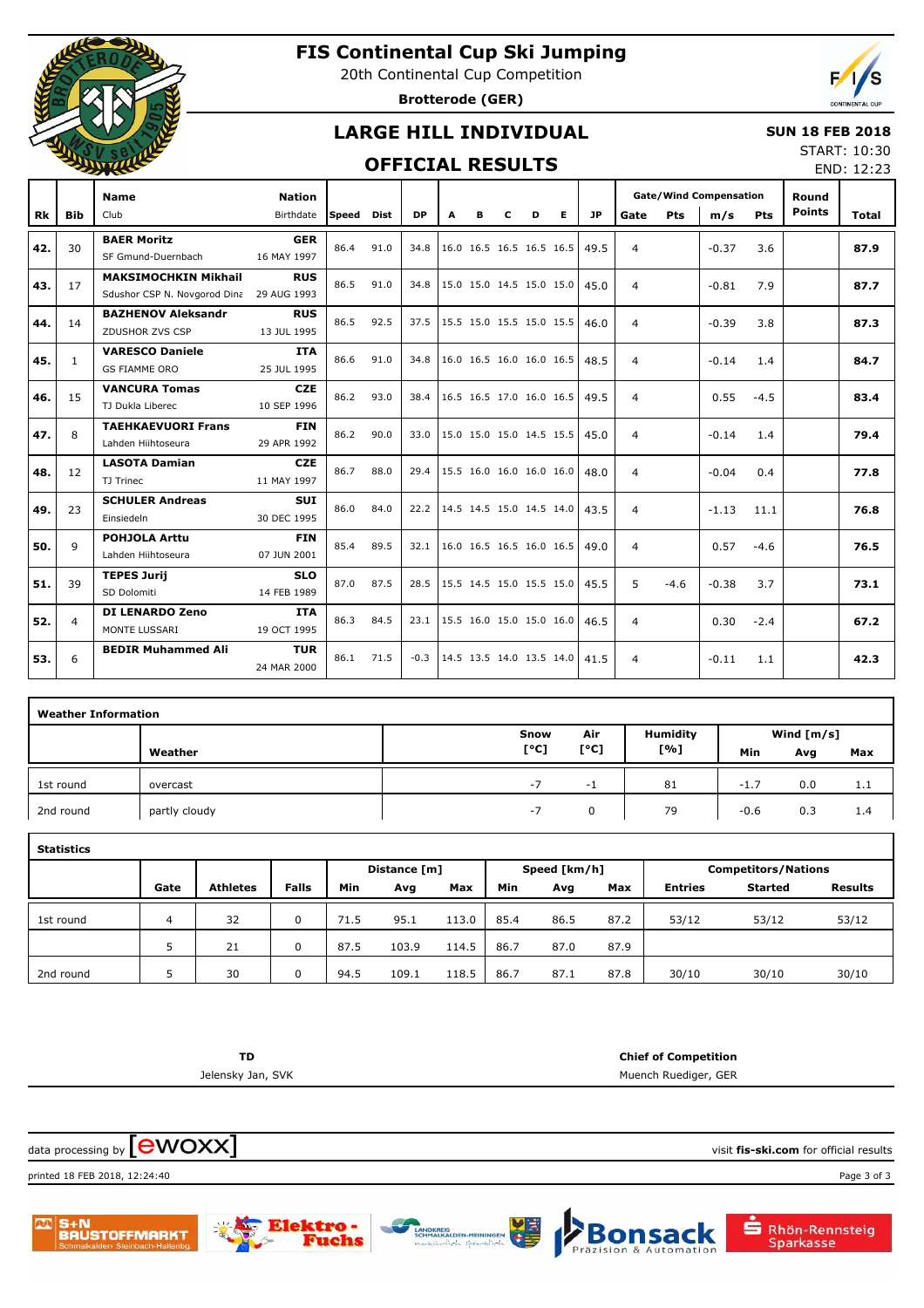# FIS Continental Cup Ski Jumping

20th Continental Cup Competition

**Brotterode (GER)**

## LARGE HILL INDIVIDUAL

## OFFICIAL RESULTS

**SUN 18 FEB 2018**
START: 10:30
END: 12:23

| Rk | Bib | Name / Club | Nation / Birthdate | Speed | Dist | DP | A | B | C | D | E | JP | Gate | Pts | m/s | Pts | Round Points | Total |
|---|---|---|---|---|---|---|---|---|---|---|---|---|---|---|---|---|---|---|
| 42. | 30 | **BAER Moritz** SF Gmund-Duernbach | **GER** 16 MAY 1997 | 86.4 | 91.0 | 34.8 | 16.0 | 16.5 | 16.5 | 16.5 | 16.5 | 49.5 | 4 | | -0.37 | 3.6 | | **87.9** |
| 43. | 17 | **MAKSIMOCHKIN Mikhail** Sdushor CSP N. Novgorod Dina | **RUS** 29 AUG 1993 | 86.5 | 91.0 | 34.8 | 15.0 | 15.0 | 14.5 | 15.0 | 15.0 | 45.0 | 4 | | -0.81 | 7.9 | | **87.7** |
| 44. | 14 | **BAZHENOV Aleksandr** ZDUSHOR ZVS CSP | **RUS** 13 JUL 1995 | 86.5 | 92.5 | 37.5 | 15.5 | 15.0 | 15.5 | 15.0 | 15.5 | 46.0 | 4 | | -0.39 | 3.8 | | **87.3** |
| 45. | 1 | **VARESCO Daniele** GS FIAMME ORO | **ITA** 25 JUL 1995 | 86.6 | 91.0 | 34.8 | 16.0 | 16.5 | 16.0 | 16.0 | 16.5 | 48.5 | 4 | | -0.14 | 1.4 | | **84.7** |
| 46. | 15 | **VANCURA Tomas** TJ Dukla Liberec | **CZE** 10 SEP 1996 | 86.2 | 93.0 | 38.4 | 16.5 | 16.5 | 17.0 | 16.0 | 16.5 | 49.5 | 4 | | 0.55 | -4.5 | | **83.4** |
| 47. | 8 | **TAEHKAEVUORI Frans** Lahden Hiihtoseura | **FIN** 29 APR 1992 | 86.2 | 90.0 | 33.0 | 15.0 | 15.0 | 15.0 | 14.5 | 15.5 | 45.0 | 4 | | -0.14 | 1.4 | | **79.4** |
| 48. | 12 | **LASOTA Damian** TJ Trinec | **CZE** 11 MAY 1997 | 86.7 | 88.0 | 29.4 | 15.5 | 16.0 | 16.0 | 16.0 | 16.0 | 48.0 | 4 | | -0.04 | 0.4 | | **77.8** |
| 49. | 23 | **SCHULER Andreas** Einsiedeln | **SUI** 30 DEC 1995 | 86.0 | 84.0 | 22.2 | 14.5 | 14.5 | 15.0 | 14.5 | 14.0 | 43.5 | 4 | | -1.13 | 11.1 | | **76.8** |
| 50. | 9 | **POHJOLA Arttu** Lahden Hiihtoseura | **FIN** 07 JUN 2001 | 85.4 | 89.5 | 32.1 | 16.0 | 16.5 | 16.5 | 16.0 | 16.5 | 49.0 | 4 | | 0.57 | -4.6 | | **76.5** |
| 51. | 39 | **TEPES Jurij** SD Dolomiti | **SLO** 14 FEB 1989 | 87.0 | 87.5 | 28.5 | 15.5 | 14.5 | 15.0 | 15.5 | 15.0 | 45.5 | 5 | -4.6 | -0.38 | 3.7 | | **73.1** |
| 52. | 4 | **DI LENARDO Zeno** MONTE LUSSARI | **ITA** 19 OCT 1995 | 86.3 | 84.5 | 23.1 | 15.5 | 16.0 | 15.0 | 15.0 | 16.0 | 46.5 | 4 | | 0.30 | -2.4 | | **67.2** |
| 53. | 6 | **BEDIR Muhammed Ali** | **TUR** 24 MAR 2000 | 86.1 | 71.5 | -0.3 | 14.5 | 13.5 | 14.0 | 13.5 | 14.0 | 41.5 | 4 | | -0.11 | 1.1 | | **42.3** |

### Weather Information

| | Weather | Snow [°C] | Air [°C] | Humidity [%] | Wind [m/s] Min | Avg | Max |
|---|---|---|---|---|---|---|---|
| 1st round | overcast | -7 | -1 | 81 | -1.7 | 0.0 | 1.1 |
| 2nd round | partly cloudy | -7 | 0 | 79 | -0.6 | 0.3 | 1.4 |

### Statistics

| | Gate | Athletes | Falls | Distance [m] Min | Avg | Max | Speed [km/h] Min | Avg | Max | Competitors/Nations Entries | Started | Results |
|---|---|---|---|---|---|---|---|---|---|---|---|---|
| 1st round | 4 | 32 | 0 | 71.5 | 95.1 | 113.0 | 85.4 | 86.5 | 87.2 | 53/12 | 53/12 | 53/12 |
| | 5 | 21 | 0 | 87.5 | 103.9 | 114.5 | 86.7 | 87.0 | 87.9 | | | |
| 2nd round | 5 | 30 | 0 | 94.5 | 109.1 | 118.5 | 86.7 | 87.1 | 87.8 | 30/10 | 30/10 | 30/10 |

**TD**
Jelensky Jan, SVK

**Chief of Competition**
Muench Ruediger, GER

data processing by ewoxx — visit **fis-ski.com** for official results

printed 18 FEB 2018, 12:24:40